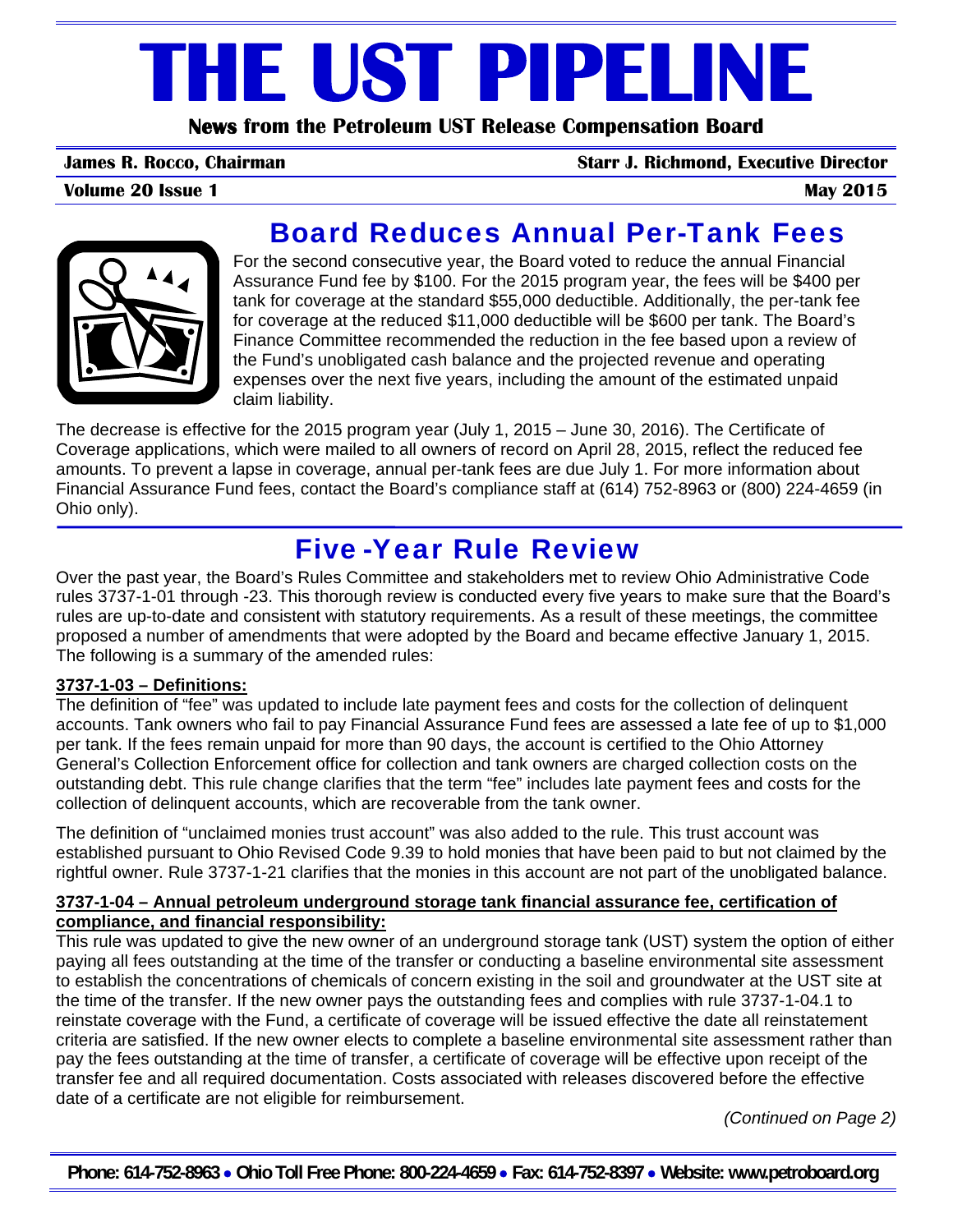# THE UST PIPELINE

**News from the Petroleum UST Release Compensation Board**

**James R. Rocco, Chairman** | **Starr J. Richmond, Executive Director**

**Volume 20 Issue 1** | **May 2015**

## Board Reduces Annual Per-Tank Fees

For the second consecutive year, the Board voted to reduce the annual Financial Assurance Fund fee by $100. For the 2015 program year, the fees will be $400 per tank for coverage at the standard $55,000 deductible. Additionally, the per-tank fee for coverage at the reduced $11,000 deductible will be $600 per tank. The Board's Finance Committee recommended the reduction in the fee based upon a review of the Fund's unobligated cash balance and the projected revenue and operating expenses over the next five years, including the amount of the estimated unpaid claim liability.

The decrease is effective for the 2015 program year (July 1, 2015 – June 30, 2016). The Certificate of Coverage applications, which were mailed to all owners of record on April 28, 2015, reflect the reduced fee amounts. To prevent a lapse in coverage, annual per-tank fees are due July 1. For more information about Financial Assurance Fund fees, contact the Board's compliance staff at (614) 752-8963 or (800) 224-4659 (in Ohio only).

## Five-Year Rule Review

Over the past year, the Board's Rules Committee and stakeholders met to review Ohio Administrative Code rules 3737-1-01 through -23. This thorough review is conducted every five years to make sure that the Board's rules are up-to-date and consistent with statutory requirements. As a result of these meetings, the committee proposed a number of amendments that were adopted by the Board and became effective January 1, 2015. The following is a summary of the amended rules:

**3737-1-03 – Definitions:**

The definition of "fee" was updated to include late payment fees and costs for the collection of delinquent accounts. Tank owners who fail to pay Financial Assurance Fund fees are assessed a late fee of up to $1,000 per tank. If the fees remain unpaid for more than 90 days, the account is certified to the Ohio Attorney General's Collection Enforcement office for collection and tank owners are charged collection costs on the outstanding debt. This rule change clarifies that the term "fee" includes late payment fees and costs for the collection of delinquent accounts, which are recoverable from the tank owner.

The definition of "unclaimed monies trust account" was also added to the rule. This trust account was established pursuant to Ohio Revised Code 9.39 to hold monies that have been paid to but not claimed by the rightful owner. Rule 3737-1-21 clarifies that the monies in this account are not part of the unobligated balance.

**3737-1-04 – Annual petroleum underground storage tank financial assurance fee, certification of compliance, and financial responsibility:**

This rule was updated to give the new owner of an underground storage tank (UST) system the option of either paying all fees outstanding at the time of the transfer or conducting a baseline environmental site assessment to establish the concentrations of chemicals of concern existing in the soil and groundwater at the UST site at the time of the transfer. If the new owner pays the outstanding fees and complies with rule 3737-1-04.1 to reinstate coverage with the Fund, a certificate of coverage will be issued effective the date all reinstatement criteria are satisfied. If the new owner elects to complete a baseline environmental site assessment rather than pay the fees outstanding at the time of transfer, a certificate of coverage will be effective upon receipt of the transfer fee and all required documentation. Costs associated with releases discovered before the effective date of a certificate are not eligible for reimbursement.

*(Continued on Page 2)*

**Phone: 614-752-8963 • Ohio Toll Free Phone: 800-224-4659 • Fax: 614-752-8397 • Website: www.petroboard.org**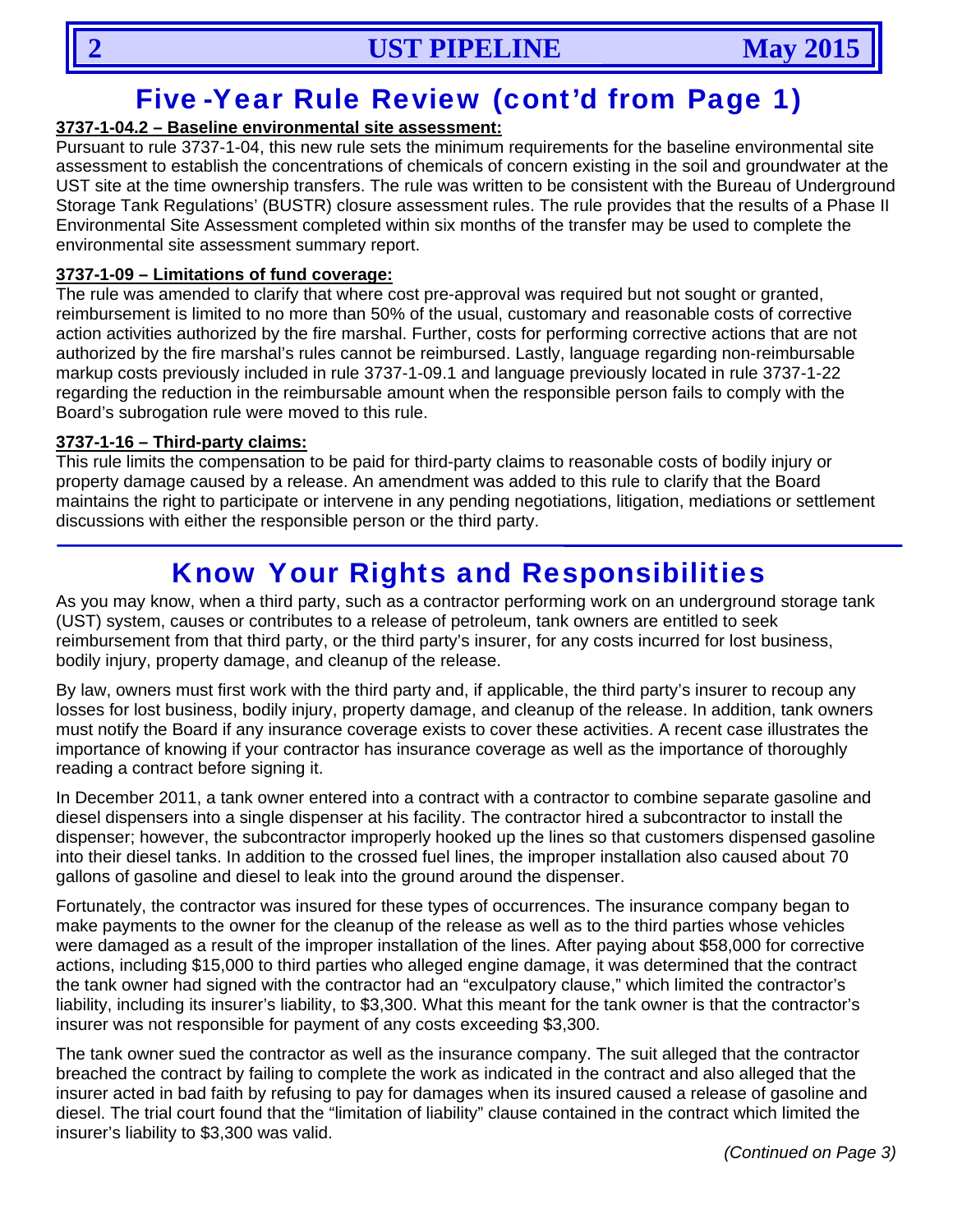## Five -Year Rule Review (cont'd from Page 1)

**3737-1-04.2 – Baseline environmental site assessment:**

Pursuant to rule 3737-1-04, this new rule sets the minimum requirements for the baseline environmental site assessment to establish the concentrations of chemicals of concern existing in the soil and groundwater at the UST site at the time ownership transfers. The rule was written to be consistent with the Bureau of Underground Storage Tank Regulations' (BUSTR) closure assessment rules. The rule provides that the results of a Phase II Environmental Site Assessment completed within six months of the transfer may be used to complete the environmental site assessment summary report.

**3737-1-09 – Limitations of fund coverage:**

The rule was amended to clarify that where cost pre-approval was required but not sought or granted, reimbursement is limited to no more than 50% of the usual, customary and reasonable costs of corrective action activities authorized by the fire marshal. Further, costs for performing corrective actions that are not authorized by the fire marshal's rules cannot be reimbursed. Lastly, language regarding non-reimbursable markup costs previously included in rule 3737-1-09.1 and language previously located in rule 3737-1-22 regarding the reduction in the reimbursable amount when the responsible person fails to comply with the Board's subrogation rule were moved to this rule.

**3737-1-16 – Third-party claims:**

This rule limits the compensation to be paid for third-party claims to reasonable costs of bodily injury or property damage caused by a release. An amendment was added to this rule to clarify that the Board maintains the right to participate or intervene in any pending negotiations, litigation, mediations or settlement discussions with either the responsible person or the third party.

## Know Your Rights and Responsibilities

As you may know, when a third party, such as a contractor performing work on an underground storage tank (UST) system, causes or contributes to a release of petroleum, tank owners are entitled to seek reimbursement from that third party, or the third party's insurer, for any costs incurred for lost business, bodily injury, property damage, and cleanup of the release.

By law, owners must first work with the third party and, if applicable, the third party's insurer to recoup any losses for lost business, bodily injury, property damage, and cleanup of the release. In addition, tank owners must notify the Board if any insurance coverage exists to cover these activities. A recent case illustrates the importance of knowing if your contractor has insurance coverage as well as the importance of thoroughly reading a contract before signing it.

In December 2011, a tank owner entered into a contract with a contractor to combine separate gasoline and diesel dispensers into a single dispenser at his facility. The contractor hired a subcontractor to install the dispenser; however, the subcontractor improperly hooked up the lines so that customers dispensed gasoline into their diesel tanks. In addition to the crossed fuel lines, the improper installation also caused about 70 gallons of gasoline and diesel to leak into the ground around the dispenser.

Fortunately, the contractor was insured for these types of occurrences. The insurance company began to make payments to the owner for the cleanup of the release as well as to the third parties whose vehicles were damaged as a result of the improper installation of the lines. After paying about $58,000 for corrective actions, including $15,000 to third parties who alleged engine damage, it was determined that the contract the tank owner had signed with the contractor had an "exculpatory clause," which limited the contractor's liability, including its insurer's liability, to $3,300. What this meant for the tank owner is that the contractor's insurer was not responsible for payment of any costs exceeding $3,300.

The tank owner sued the contractor as well as the insurance company. The suit alleged that the contractor breached the contract by failing to complete the work as indicated in the contract and also alleged that the insurer acted in bad faith by refusing to pay for damages when its insured caused a release of gasoline and diesel. The trial court found that the "limitation of liability" clause contained in the contract which limited the insurer's liability to $3,300 was valid.

*(Continued on Page 3)*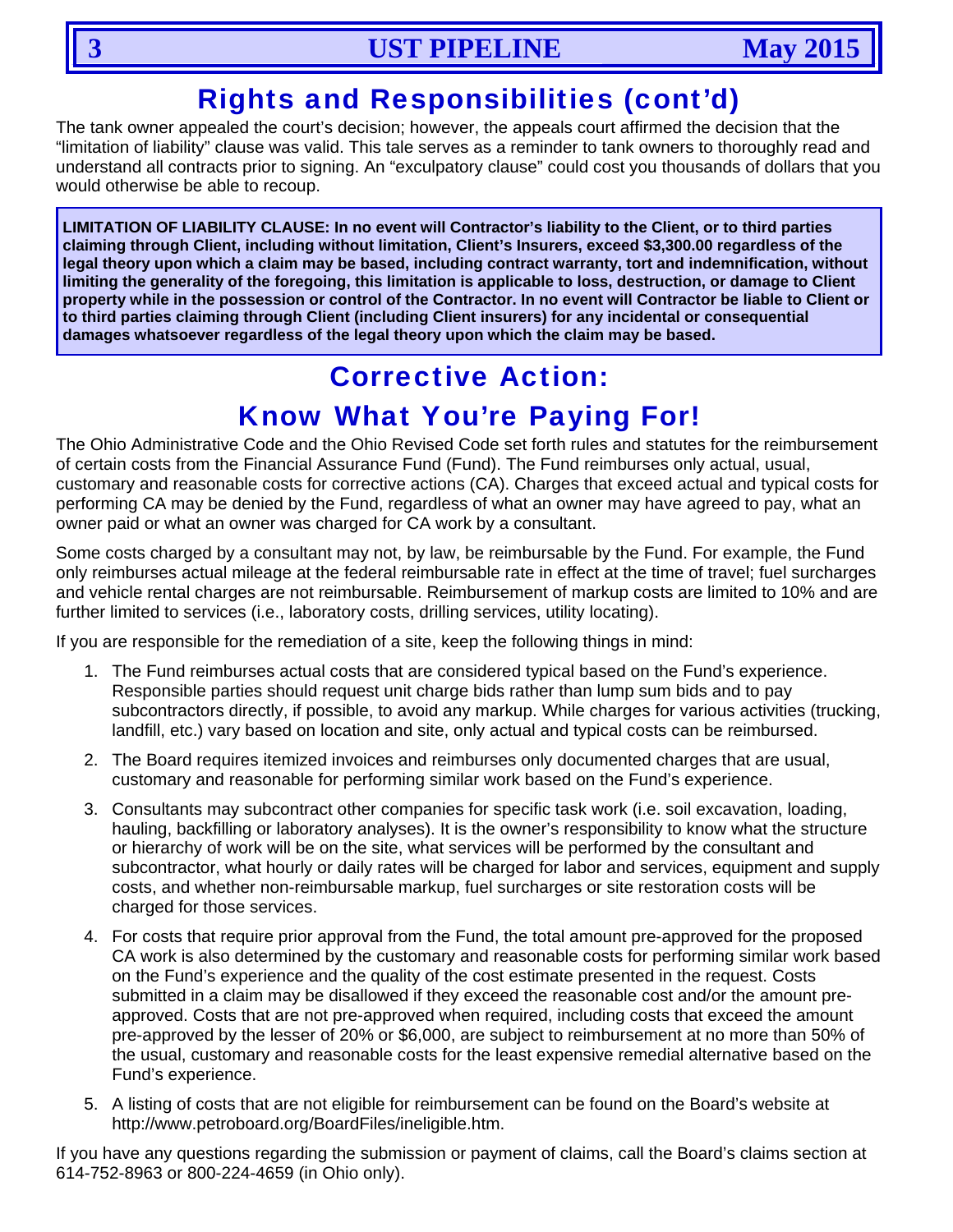## Rights and Responsibilities (cont'd)

The tank owner appealed the court's decision; however, the appeals court affirmed the decision that the "limitation of liability" clause was valid. This tale serves as a reminder to tank owners to thoroughly read and understand all contracts prior to signing. An "exculpatory clause" could cost you thousands of dollars that you would otherwise be able to recoup.

> **LIMITATION OF LIABILITY CLAUSE: In no event will Contractor's liability to the Client, or to third parties claiming through Client, including without limitation, Client's Insurers, exceed $3,300.00 regardless of the legal theory upon which a claim may be based, including contract warranty, tort and indemnification, without limiting the generality of the foregoing, this limitation is applicable to loss, destruction, or damage to Client property while in the possession or control of the Contractor. In no event will Contractor be liable to Client or to third parties claiming through Client (including Client insurers) for any incidental or consequential damages whatsoever regardless of the legal theory upon which the claim may be based.**

## Corrective Action: Know What You're Paying For!

The Ohio Administrative Code and the Ohio Revised Code set forth rules and statutes for the reimbursement of certain costs from the Financial Assurance Fund (Fund). The Fund reimburses only actual, usual, customary and reasonable costs for corrective actions (CA). Charges that exceed actual and typical costs for performing CA may be denied by the Fund, regardless of what an owner may have agreed to pay, what an owner paid or what an owner was charged for CA work by a consultant.

Some costs charged by a consultant may not, by law, be reimbursable by the Fund. For example, the Fund only reimburses actual mileage at the federal reimbursable rate in effect at the time of travel; fuel surcharges and vehicle rental charges are not reimbursable. Reimbursement of markup costs are limited to 10% and are further limited to services (i.e., laboratory costs, drilling services, utility locating).

If you are responsible for the remediation of a site, keep the following things in mind:

1. The Fund reimburses actual costs that are considered typical based on the Fund's experience. Responsible parties should request unit charge bids rather than lump sum bids and to pay subcontractors directly, if possible, to avoid any markup. While charges for various activities (trucking, landfill, etc.) vary based on location and site, only actual and typical costs can be reimbursed.
2. The Board requires itemized invoices and reimburses only documented charges that are usual, customary and reasonable for performing similar work based on the Fund's experience.
3. Consultants may subcontract other companies for specific task work (i.e. soil excavation, loading, hauling, backfilling or laboratory analyses). It is the owner's responsibility to know what the structure or hierarchy of work will be on the site, what services will be performed by the consultant and subcontractor, what hourly or daily rates will be charged for labor and services, equipment and supply costs, and whether non-reimbursable markup, fuel surcharges or site restoration costs will be charged for those services.
4. For costs that require prior approval from the Fund, the total amount pre-approved for the proposed CA work is also determined by the customary and reasonable costs for performing similar work based on the Fund's experience and the quality of the cost estimate presented in the request. Costs submitted in a claim may be disallowed if they exceed the reasonable cost and/or the amount pre-approved. Costs that are not pre-approved when required, including costs that exceed the amount pre-approved by the lesser of 20% or $6,000, are subject to reimbursement at no more than 50% of the usual, customary and reasonable costs for the least expensive remedial alternative based on the Fund's experience.
5. A listing of costs that are not eligible for reimbursement can be found on the Board's website at http://www.petroboard.org/BoardFiles/ineligible.htm.

If you have any questions regarding the submission or payment of claims, call the Board's claims section at 614-752-8963 or 800-224-4659 (in Ohio only).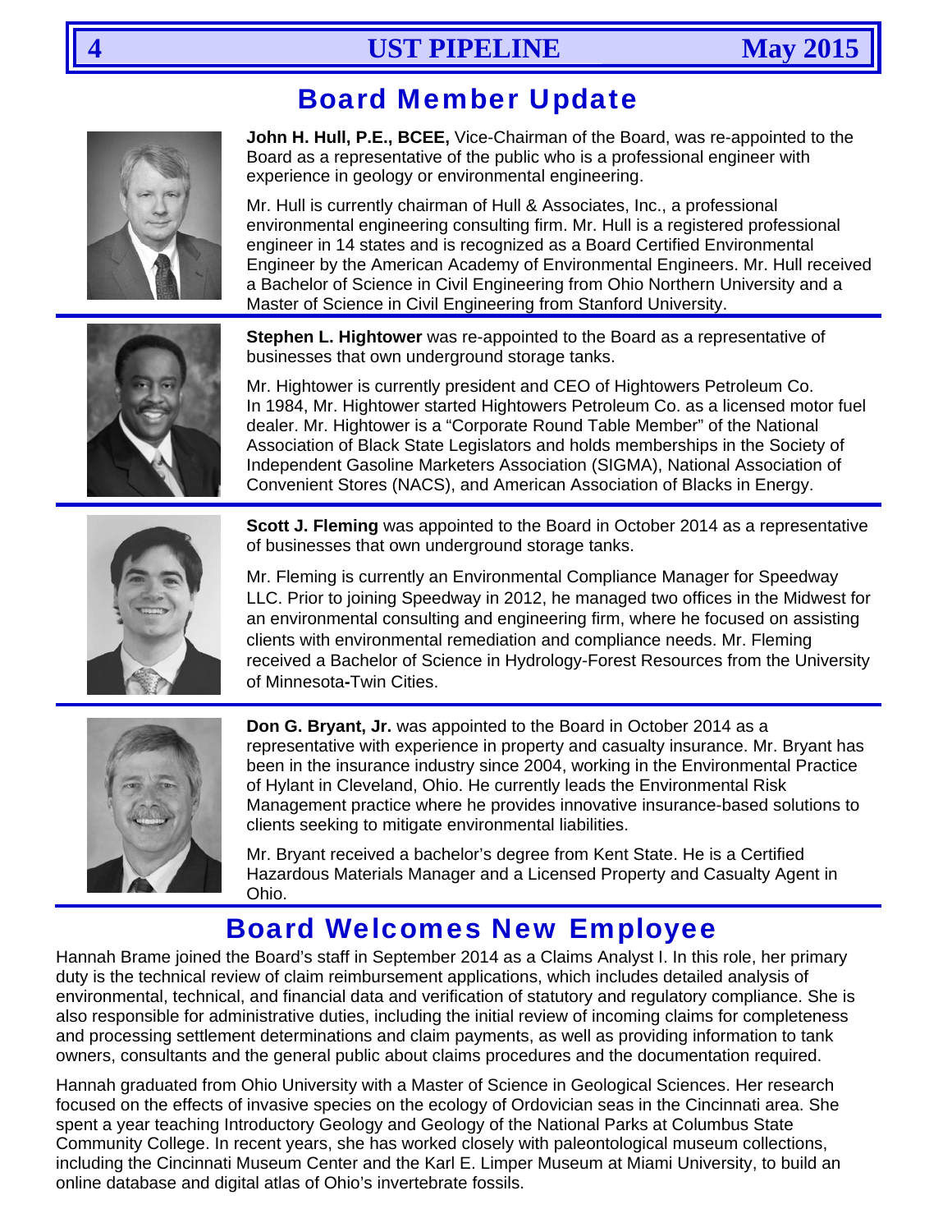## Board Member Update

**John H. Hull, P.E., BCEE,** Vice-Chairman of the Board, was re-appointed to the Board as a representative of the public who is a professional engineer with experience in geology or environmental engineering.

Mr. Hull is currently chairman of Hull & Associates, Inc., a professional environmental engineering consulting firm. Mr. Hull is a registered professional engineer in 14 states and is recognized as a Board Certified Environmental Engineer by the American Academy of Environmental Engineers. Mr. Hull received a Bachelor of Science in Civil Engineering from Ohio Northern University and a Master of Science in Civil Engineering from Stanford University.

---

**Stephen L. Hightower** was re-appointed to the Board as a representative of businesses that own underground storage tanks.

Mr. Hightower is currently president and CEO of Hightowers Petroleum Co. In 1984, Mr. Hightower started Hightowers Petroleum Co. as a licensed motor fuel dealer. Mr. Hightower is a "Corporate Round Table Member" of the National Association of Black State Legislators and holds memberships in the Society of Independent Gasoline Marketers Association (SIGMA), National Association of Convenient Stores (NACS), and American Association of Blacks in Energy.

---

**Scott J. Fleming** was appointed to the Board in October 2014 as a representative of businesses that own underground storage tanks.

Mr. Fleming is currently an Environmental Compliance Manager for Speedway LLC. Prior to joining Speedway in 2012, he managed two offices in the Midwest for an environmental consulting and engineering firm, where he focused on assisting clients with environmental remediation and compliance needs. Mr. Fleming received a Bachelor of Science in Hydrology-Forest Resources from the University of Minnesota-Twin Cities.

---

**Don G. Bryant, Jr.** was appointed to the Board in October 2014 as a representative with experience in property and casualty insurance. Mr. Bryant has been in the insurance industry since 2004, working in the Environmental Practice of Hylant in Cleveland, Ohio. He currently leads the Environmental Risk Management practice where he provides innovative insurance-based solutions to clients seeking to mitigate environmental liabilities.

Mr. Bryant received a bachelor's degree from Kent State. He is a Certified Hazardous Materials Manager and a Licensed Property and Casualty Agent in Ohio.

## Board Welcomes New Employee

Hannah Brame joined the Board's staff in September 2014 as a Claims Analyst I. In this role, her primary duty is the technical review of claim reimbursement applications, which includes detailed analysis of environmental, technical, and financial data and verification of statutory and regulatory compliance. She is also responsible for administrative duties, including the initial review of incoming claims for completeness and processing settlement determinations and claim payments, as well as providing information to tank owners, consultants and the general public about claims procedures and the documentation required.

Hannah graduated from Ohio University with a Master of Science in Geological Sciences. Her research focused on the effects of invasive species on the ecology of Ordovician seas in the Cincinnati area. She spent a year teaching Introductory Geology and Geology of the National Parks at Columbus State Community College. In recent years, she has worked closely with paleontological museum collections, including the Cincinnati Museum Center and the Karl E. Limper Museum at Miami University, to build an online database and digital atlas of Ohio's invertebrate fossils.